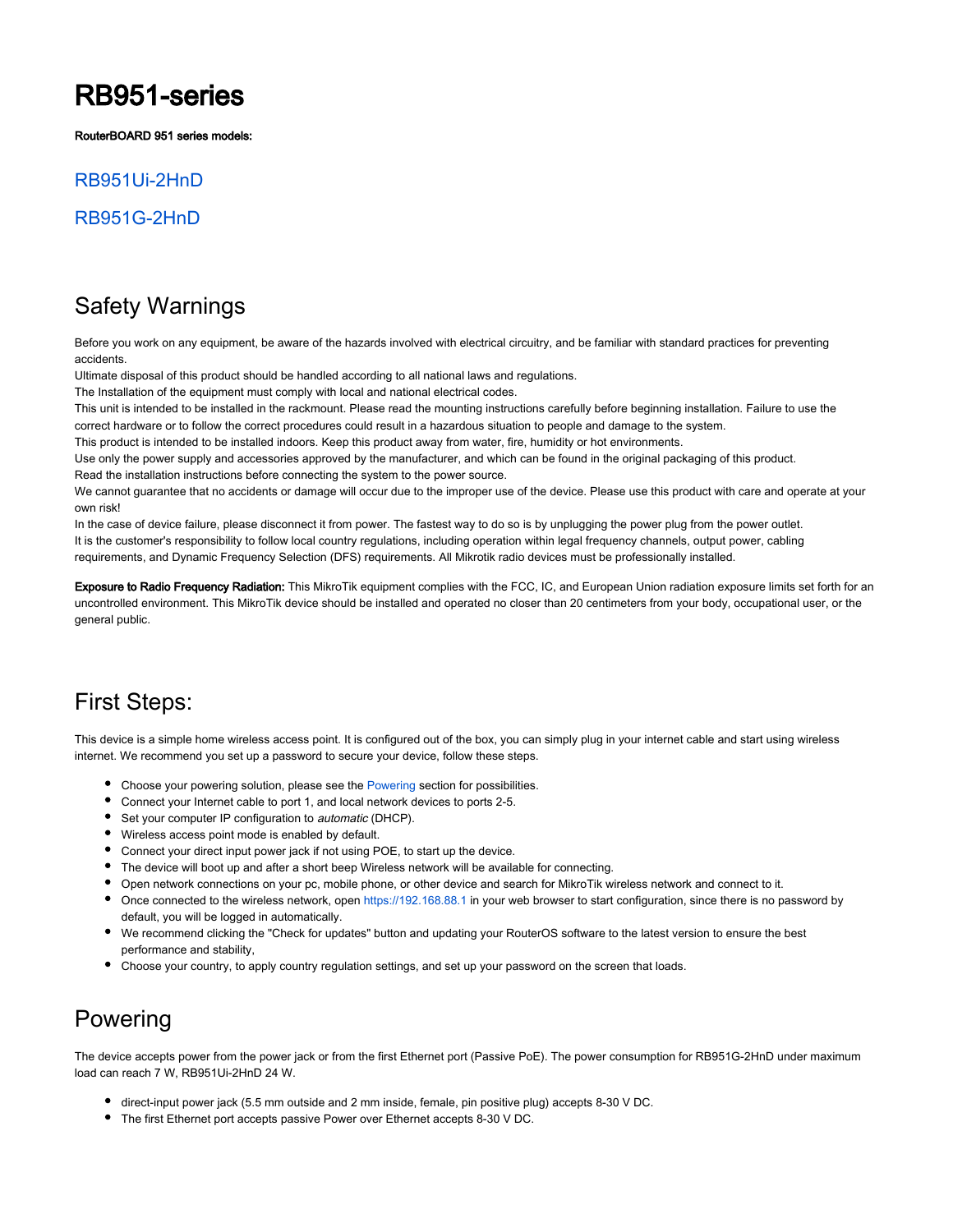# RB951-series

**RouterBOARD 951 series models:**

## RB951Ui-2HnD

## RB951G-2HnD

## Safety Warnings

Before you work on any equipment, be aware of the hazards involved with electrical circuitry, and be familiar with standard practices for preventing accidents.
Ultimate disposal of this product should be handled according to all national laws and regulations.
The Installation of the equipment must comply with local and national electrical codes.
This unit is intended to be installed in the rackmount. Please read the mounting instructions carefully before beginning installation. Failure to use the correct hardware or to follow the correct procedures could result in a hazardous situation to people and damage to the system.
This product is intended to be installed indoors. Keep this product away from water, fire, humidity or hot environments.
Use only the power supply and accessories approved by the manufacturer, and which can be found in the original packaging of this product.
Read the installation instructions before connecting the system to the power source.
We cannot guarantee that no accidents or damage will occur due to the improper use of the device. Please use this product with care and operate at your own risk!
In the case of device failure, please disconnect it from power. The fastest way to do so is by unplugging the power plug from the power outlet.
It is the customer's responsibility to follow local country regulations, including operation within legal frequency channels, output power, cabling requirements, and Dynamic Frequency Selection (DFS) requirements. All Mikrotik radio devices must be professionally installed.

**Exposure to Radio Frequency Radiation:** This MikroTik equipment complies with the FCC, IC, and European Union radiation exposure limits set forth for an uncontrolled environment. This MikroTik device should be installed and operated no closer than 20 centimeters from your body, occupational user, or the general public.

## First Steps:

This device is a simple home wireless access point. It is configured out of the box, you can simply plug in your internet cable and start using wireless internet. We recommend you set up a password to secure your device, follow these steps.

- Choose your powering solution, please see the Powering section for possibilities.
- Connect your Internet cable to port 1, and local network devices to ports 2-5.
- Set your computer IP configuration to *automatic* (DHCP).
- Wireless access point mode is enabled by default.
- Connect your direct input power jack if not using POE, to start up the device.
- The device will boot up and after a short beep Wireless network will be available for connecting.
- Open network connections on your pc, mobile phone, or other device and search for MikroTik wireless network and connect to it.
- Once connected to the wireless network, open https://192.168.88.1 in your web browser to start configuration, since there is no password by default, you will be logged in automatically.
- We recommend clicking the "Check for updates" button and updating your RouterOS software to the latest version to ensure the best performance and stability,
- Choose your country, to apply country regulation settings, and set up your password on the screen that loads.

## Powering

The device accepts power from the power jack or from the first Ethernet port (Passive PoE). The power consumption for RB951G-2HnD under maximum load can reach 7 W, RB951Ui-2HnD 24 W.

- direct-input power jack (5.5 mm outside and 2 mm inside, female, pin positive plug) accepts 8-30 V DC.
- The first Ethernet port accepts passive Power over Ethernet accepts 8-30 V DC.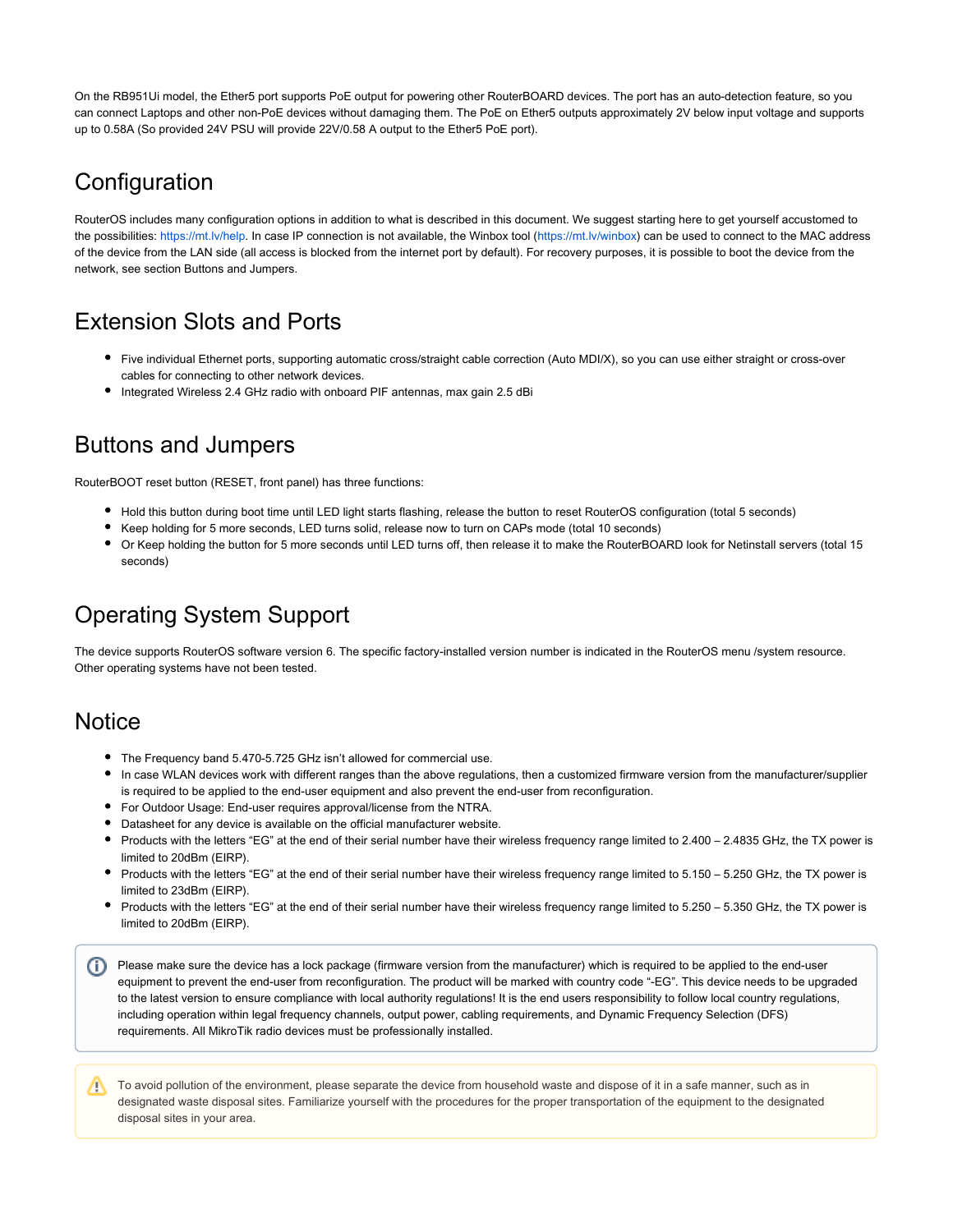On the RB951Ui model, the Ether5 port supports PoE output for powering other RouterBOARD devices. The port has an auto-detection feature, so you can connect Laptops and other non-PoE devices without damaging them. The PoE on Ether5 outputs approximately 2V below input voltage and supports up to 0.58A (So provided 24V PSU will provide 22V/0.58 A output to the Ether5 PoE port).

## Configuration

RouterOS includes many configuration options in addition to what is described in this document. We suggest starting here to get yourself accustomed to the possibilities: https://mt.lv/help. In case IP connection is not available, the Winbox tool (https://mt.lv/winbox) can be used to connect to the MAC address of the device from the LAN side (all access is blocked from the internet port by default). For recovery purposes, it is possible to boot the device from the network, see section Buttons and Jumpers.

## Extension Slots and Ports

- Five individual Ethernet ports, supporting automatic cross/straight cable correction (Auto MDI/X), so you can use either straight or cross-over cables for connecting to other network devices.
- Integrated Wireless 2.4 GHz radio with onboard PIF antennas, max gain 2.5 dBi

## Buttons and Jumpers

RouterBOOT reset button (RESET, front panel) has three functions:

- Hold this button during boot time until LED light starts flashing, release the button to reset RouterOS configuration (total 5 seconds)
- Keep holding for 5 more seconds, LED turns solid, release now to turn on CAPs mode (total 10 seconds)
- Or Keep holding the button for 5 more seconds until LED turns off, then release it to make the RouterBOARD look for Netinstall servers (total 15 seconds)

## Operating System Support

The device supports RouterOS software version 6. The specific factory-installed version number is indicated in the RouterOS menu /system resource. Other operating systems have not been tested.

## Notice

- The Frequency band 5.470-5.725 GHz isn't allowed for commercial use.
- In case WLAN devices work with different ranges than the above regulations, then a customized firmware version from the manufacturer/supplier is required to be applied to the end-user equipment and also prevent the end-user from reconfiguration.
- For Outdoor Usage: End-user requires approval/license from the NTRA.
- Datasheet for any device is available on the official manufacturer website.
- Products with the letters "EG" at the end of their serial number have their wireless frequency range limited to 2.400 – 2.4835 GHz, the TX power is limited to 20dBm (EIRP).
- Products with the letters "EG" at the end of their serial number have their wireless frequency range limited to 5.150 – 5.250 GHz, the TX power is limited to 23dBm (EIRP).
- Products with the letters "EG" at the end of their serial number have their wireless frequency range limited to 5.250 – 5.350 GHz, the TX power is limited to 20dBm (EIRP).

> Please make sure the device has a lock package (firmware version from the manufacturer) which is required to be applied to the end-user equipment to prevent the end-user from reconfiguration. The product will be marked with country code "-EG". This device needs to be upgraded to the latest version to ensure compliance with local authority regulations! It is the end users responsibility to follow local country regulations, including operation within legal frequency channels, output power, cabling requirements, and Dynamic Frequency Selection (DFS) requirements. All MikroTik radio devices must be professionally installed.

> To avoid pollution of the environment, please separate the device from household waste and dispose of it in a safe manner, such as in designated waste disposal sites. Familiarize yourself with the procedures for the proper transportation of the equipment to the designated disposal sites in your area.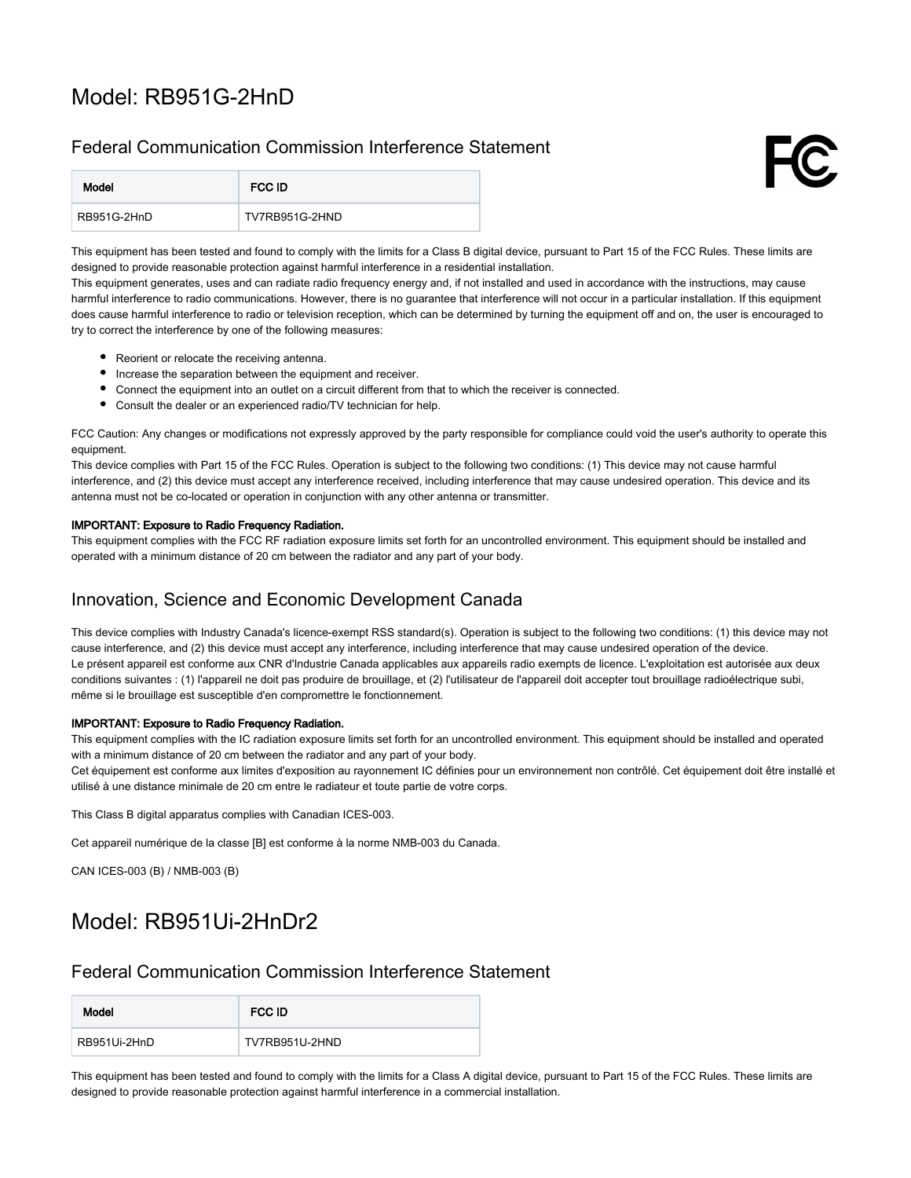# Model: RB951G-2HnD

## Federal Communication Commission Interference Statement

| Model | FCC ID |
| --- | --- |
| RB951G-2HnD | TV7RB951G-2HND |

This equipment has been tested and found to comply with the limits for a Class B digital device, pursuant to Part 15 of the FCC Rules. These limits are designed to provide reasonable protection against harmful interference in a residential installation.
This equipment generates, uses and can radiate radio frequency energy and, if not installed and used in accordance with the instructions, may cause harmful interference to radio communications. However, there is no guarantee that interference will not occur in a particular installation. If this equipment does cause harmful interference to radio or television reception, which can be determined by turning the equipment off and on, the user is encouraged to try to correct the interference by one of the following measures:

- Reorient or relocate the receiving antenna.
- Increase the separation between the equipment and receiver.
- Connect the equipment into an outlet on a circuit different from that to which the receiver is connected.
- Consult the dealer or an experienced radio/TV technician for help.

FCC Caution: Any changes or modifications not expressly approved by the party responsible for compliance could void the user's authority to operate this equipment.
This device complies with Part 15 of the FCC Rules. Operation is subject to the following two conditions: (1) This device may not cause harmful interference, and (2) this device must accept any interference received, including interference that may cause undesired operation. This device and its antenna must not be co-located or operation in conjunction with any other antenna or transmitter.

**IMPORTANT: Exposure to Radio Frequency Radiation.**
This equipment complies with the FCC RF radiation exposure limits set forth for an uncontrolled environment. This equipment should be installed and operated with a minimum distance of 20 cm between the radiator and any part of your body.

## Innovation, Science and Economic Development Canada

This device complies with Industry Canada's licence-exempt RSS standard(s). Operation is subject to the following two conditions: (1) this device may not cause interference, and (2) this device must accept any interference, including interference that may cause undesired operation of the device.
Le présent appareil est conforme aux CNR d'Industrie Canada applicables aux appareils radio exempts de licence. L'exploitation est autorisée aux deux conditions suivantes : (1) l'appareil ne doit pas produire de brouillage, et (2) l'utilisateur de l'appareil doit accepter tout brouillage radioélectrique subi, même si le brouillage est susceptible d'en compromettre le fonctionnement.

**IMPORTANT: Exposure to Radio Frequency Radiation.**
This equipment complies with the IC radiation exposure limits set forth for an uncontrolled environment. This equipment should be installed and operated with a minimum distance of 20 cm between the radiator and any part of your body.
Cet équipement est conforme aux limites d'exposition au rayonnement IC définies pour un environnement non contrôlé. Cet équipement doit être installé et utilisé à une distance minimale de 20 cm entre le radiateur et toute partie de votre corps.

This Class B digital apparatus complies with Canadian ICES-003.

Cet appareil numérique de la classe [B] est conforme à la norme NMB-003 du Canada.

CAN ICES-003 (B) / NMB-003 (B)

# Model: RB951Ui-2HnDr2

## Federal Communication Commission Interference Statement

| Model | FCC ID |
| --- | --- |
| RB951Ui-2HnD | TV7RB951U-2HND |

This equipment has been tested and found to comply with the limits for a Class A digital device, pursuant to Part 15 of the FCC Rules. These limits are designed to provide reasonable protection against harmful interference in a commercial installation.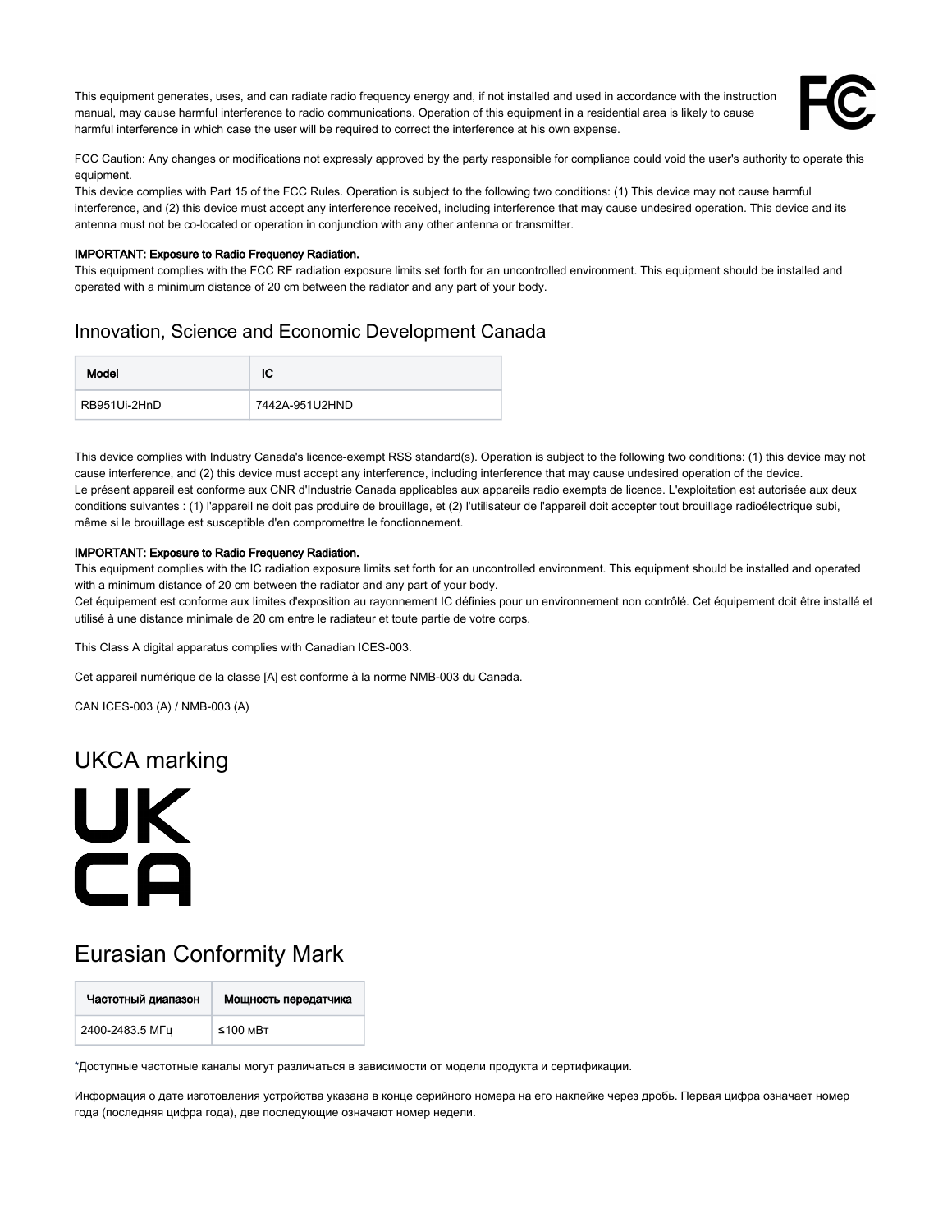This equipment generates, uses, and can radiate radio frequency energy and, if not installed and used in accordance with the instruction manual, may cause harmful interference to radio communications. Operation of this equipment in a residential area is likely to cause harmful interference in which case the user will be required to correct the interference at his own expense.

FCC Caution: Any changes or modifications not expressly approved by the party responsible for compliance could void the user's authority to operate this equipment.
This device complies with Part 15 of the FCC Rules. Operation is subject to the following two conditions: (1) This device may not cause harmful interference, and (2) this device must accept any interference received, including interference that may cause undesired operation. This device and its antenna must not be co-located or operation in conjunction with any other antenna or transmitter.

**IMPORTANT: Exposure to Radio Frequency Radiation.**
This equipment complies with the FCC RF radiation exposure limits set forth for an uncontrolled environment. This equipment should be installed and operated with a minimum distance of 20 cm between the radiator and any part of your body.

## Innovation, Science and Economic Development Canada

| Model | IC |
|---|---|
| RB951Ui-2HnD | 7442A-951U2HND |

This device complies with Industry Canada's licence-exempt RSS standard(s). Operation is subject to the following two conditions: (1) this device may not cause interference, and (2) this device must accept any interference, including interference that may cause undesired operation of the device.
Le présent appareil est conforme aux CNR d'Industrie Canada applicables aux appareils radio exempts de licence. L'exploitation est autorisée aux deux conditions suivantes : (1) l'appareil ne doit pas produire de brouillage, et (2) l'utilisateur de l'appareil doit accepter tout brouillage radioélectrique subi, même si le brouillage est susceptible d'en compromettre le fonctionnement.

**IMPORTANT: Exposure to Radio Frequency Radiation.**
This equipment complies with the IC radiation exposure limits set forth for an uncontrolled environment. This equipment should be installed and operated with a minimum distance of 20 cm between the radiator and any part of your body.
Cet équipement est conforme aux limites d'exposition au rayonnement IC définies pour un environnement non contrôlé. Cet équipement doit être installé et utilisé à une distance minimale de 20 cm entre le radiateur et toute partie de votre corps.

This Class A digital apparatus complies with Canadian ICES-003.

Cet appareil numérique de la classe [A] est conforme à la norme NMB-003 du Canada.

CAN ICES-003 (A) / NMB-003 (A)

# UKCA marking

# Eurasian Conformity Mark

| Частотный диапазон | Мощность передатчика |
|---|---|
| 2400-2483.5 МГц | ≤100 мВт |

*Доступные частотные каналы могут различаться в зависимости от модели продукта и сертификации.

Информация о дате изготовления устройства указана в конце серийного номера на его наклейке через дробь. Первая цифра означает номер года (последняя цифра года), две последующие означают номер недели.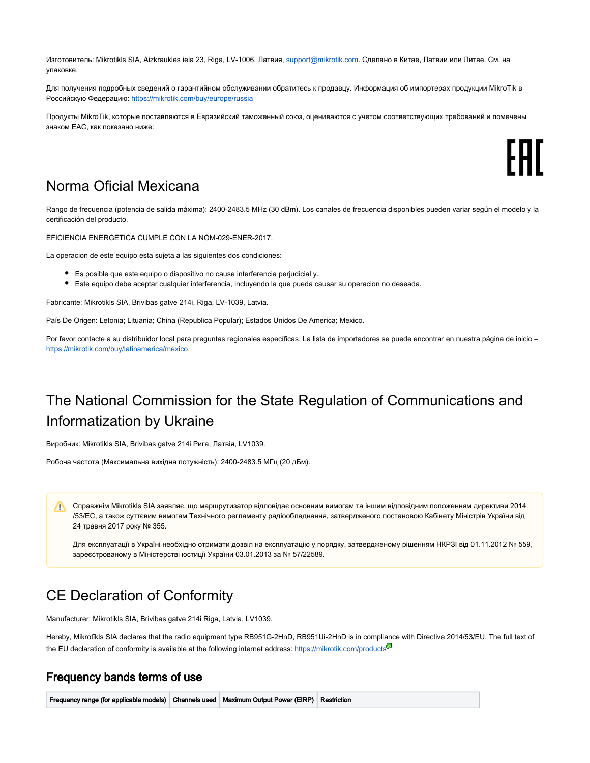Изготовитель: Mikrotikls SIA, Aizkraukles iela 23, Riga, LV-1006, Латвия, support@mikrotik.com. Сделано в Китае, Латвии или Литве. См. на упаковке.

Для получения подробных сведений о гарантийном обслуживании обратитесь к продавцу. Информация об импортерах продукции MikroTik в Российскую Федерацию: https://mikrotik.com/buy/europe/russia

Продукты MikroTik, которые поставляются в Евразийский таможенный союз, оцениваются с учетом соответствующих требований и помечены знаком EAC, как показано ниже:

EAC

# Norma Oficial Mexicana

Rango de frecuencia (potencia de salida máxima): 2400-2483.5 MHz (30 dBm). Los canales de frecuencia disponibles pueden variar según el modelo y la certificación del producto.

EFICIENCIA ENERGETICA CUMPLE CON LA NOM-029-ENER-2017.

La operacion de este equipo esta sujeta a las siguientes dos condiciones:

- Es posible que este equipo o dispositivo no cause interferencia perjudicial y.
- Este equipo debe aceptar cualquier interferencia, incluyendo la que pueda causar su operacion no deseada.

Fabricante: Mikrotikls SIA, Brivibas gatve 214i, Riga, LV-1039, Latvia.

País De Origen: Letonia; Lituania; China (Republica Popular); Estados Unidos De America; Mexico.

Por favor contacte a su distribuidor local para preguntas regionales específicas. La lista de importadores se puede encontrar en nuestra página de inicio – https://mikrotik.com/buy/latinamerica/mexico.

# The National Commission for the State Regulation of Communications and Informatization by Ukraine

Виробник: Mikrotikls SIA, Brivibas gatve 214i Рига, Латвія, LV1039.

Робоча частота (Максимальна вихідна потужність): 2400-2483.5 МГц (20 дБм).

> Справжнім Mikrotikls SIA заявляє, що маршрутизатор відповідає основним вимогам та іншим відповідним положенням директиви 2014/53/EC, а також суттєвим вимогам Технічного регламенту радіообладнання, затвердженого постановою Кабінету Міністрів України від 24 травня 2017 року № 355.
>
> Для експлуатації в Україні необхідно отримати дозвіл на експлуатацію у порядку, затвердженому рішенням НКРЗІ від 01.11.2012 № 559, зареєстрованому в Міністерстві юстиції України 03.01.2013 за № 57/22589.

# CE Declaration of Conformity

Manufacturer: Mikrotikls SIA, Brivibas gatve 214i Riga, Latvia, LV1039.

Hereby, Mikrotīkls SIA declares that the radio equipment type RB951G-2HnD, RB951Ui-2HnD is in compliance with Directive 2014/53/EU. The full text of the EU declaration of conformity is available at the following internet address: https://mikrotik.com/products

## Frequency bands terms of use

| Frequency range (for applicable models) | Channels used | Maximum Output Power (EIRP) | Restriction |
|---|---|---|---|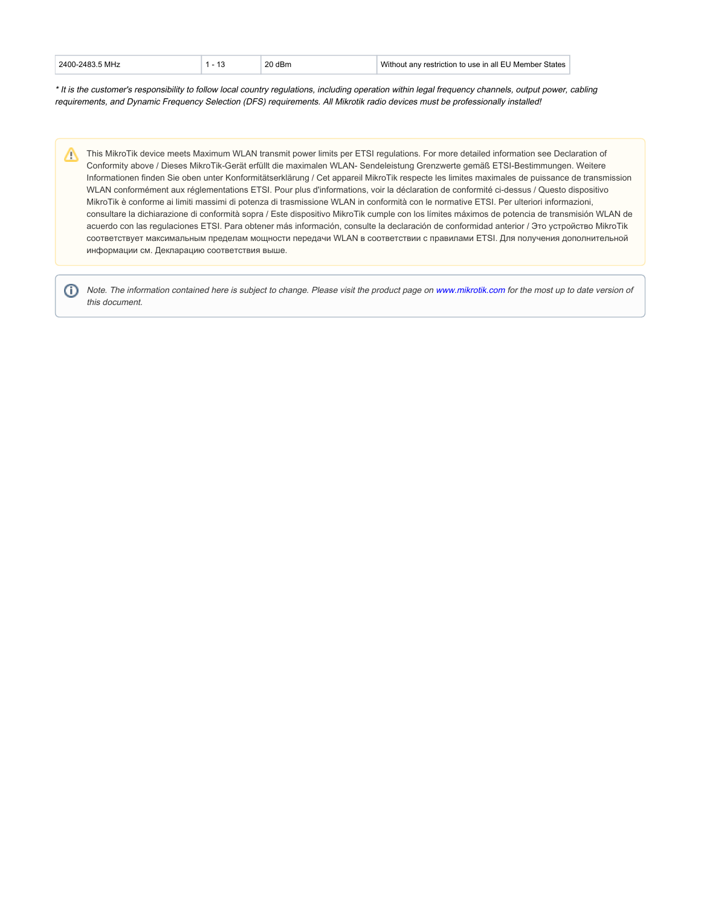| | | | |
|---|---|---|---|
| 2400-2483.5 MHz | 1 - 13 | 20 dBm | Without any restriction to use in all EU Member States |

*\* It is the customer's responsibility to follow local country regulations, including operation within legal frequency channels, output power, cabling requirements, and Dynamic Frequency Selection (DFS) requirements. All Mikrotik radio devices must be professionally installed!*

> This MikroTik device meets Maximum WLAN transmit power limits per ETSI regulations. For more detailed information see Declaration of Conformity above / Dieses MikroTik-Gerät erfüllt die maximalen WLAN- Sendeleistung Grenzwerte gemäß ETSI-Bestimmungen. Weitere Informationen finden Sie oben unter Konformitätserklärung / Cet appareil MikroTik respecte les limites maximales de puissance de transmission WLAN conformément aux réglementations ETSI. Pour plus d'informations, voir la déclaration de conformité ci-dessus / Questo dispositivo MikroTik è conforme ai limiti massimi di potenza di trasmissione WLAN in conformità con le normative ETSI. Per ulteriori informazioni, consultare la dichiarazione di conformità sopra / Este dispositivo MikroTik cumple con los límites máximos de potencia de transmisión WLAN de acuerdo con las regulaciones ETSI. Para obtener más información, consulte la declaración de conformidad anterior / Это устройство MikroTik соответствует максимальным пределам мощности передачи WLAN в соответствии с правилами ETSI. Для получения дополнительной информации см. Декларацию соответствия выше.

> *Note. The information contained here is subject to change. Please visit the product page on [www.mikrotik.com](http://www.mikrotik.com) for the most up to date version of this document.*